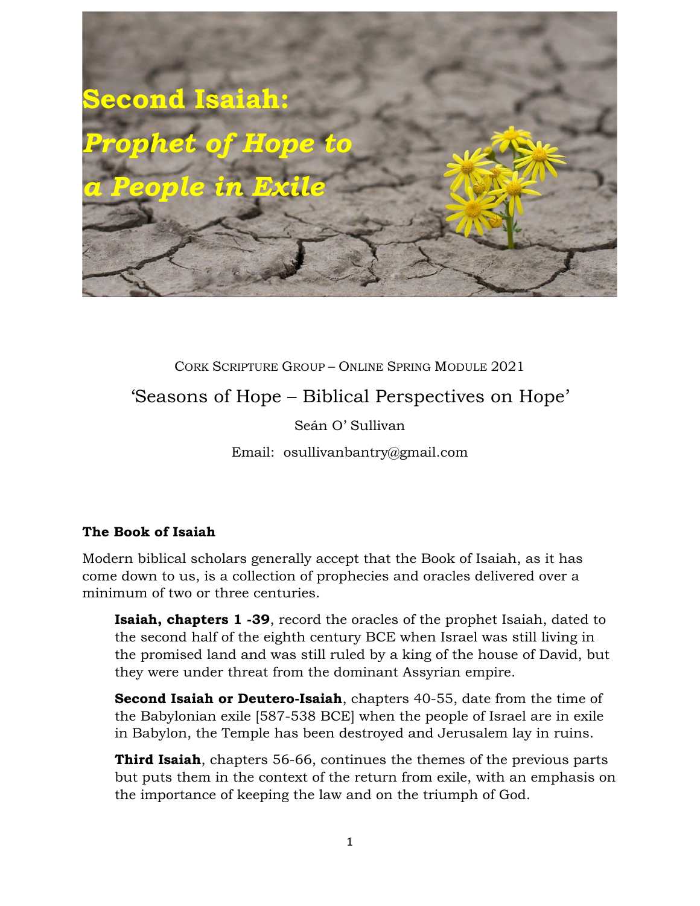# Second Isaiah:

## *Prophet of Hope to a People in Exile*

CORK SCRIPTURE GROUP – ONLINE SPRING MODULE 2021

‘Seasons of Hope – Biblical Perspectives on Hope’

Seán O’ Sullivan

Email: osullivanbantry@gmail.com

### The Book of Isaiah

Modern biblical scholars generally accept that the Book of Isaiah, as it has come down to us, is a collection of prophecies and oracles delivered over a minimum of two or three centuries.

> **Isaiah, chapters 1 -39**, record the oracles of the prophet Isaiah, dated to the second half of the eighth century BCE when Israel was still living in the promised land and was still ruled by a king of the house of David, but they were under threat from the dominant Assyrian empire.
>
> **Second Isaiah or Deutero-Isaiah**, chapters 40-55, date from the time of the Babylonian exile [587-538 BCE] when the people of Israel are in exile in Babylon, the Temple has been destroyed and Jerusalem lay in ruins.
>
> **Third Isaiah**, chapters 56-66, continues the themes of the previous parts but puts them in the context of the return from exile, with an emphasis on the importance of keeping the law and on the triumph of God.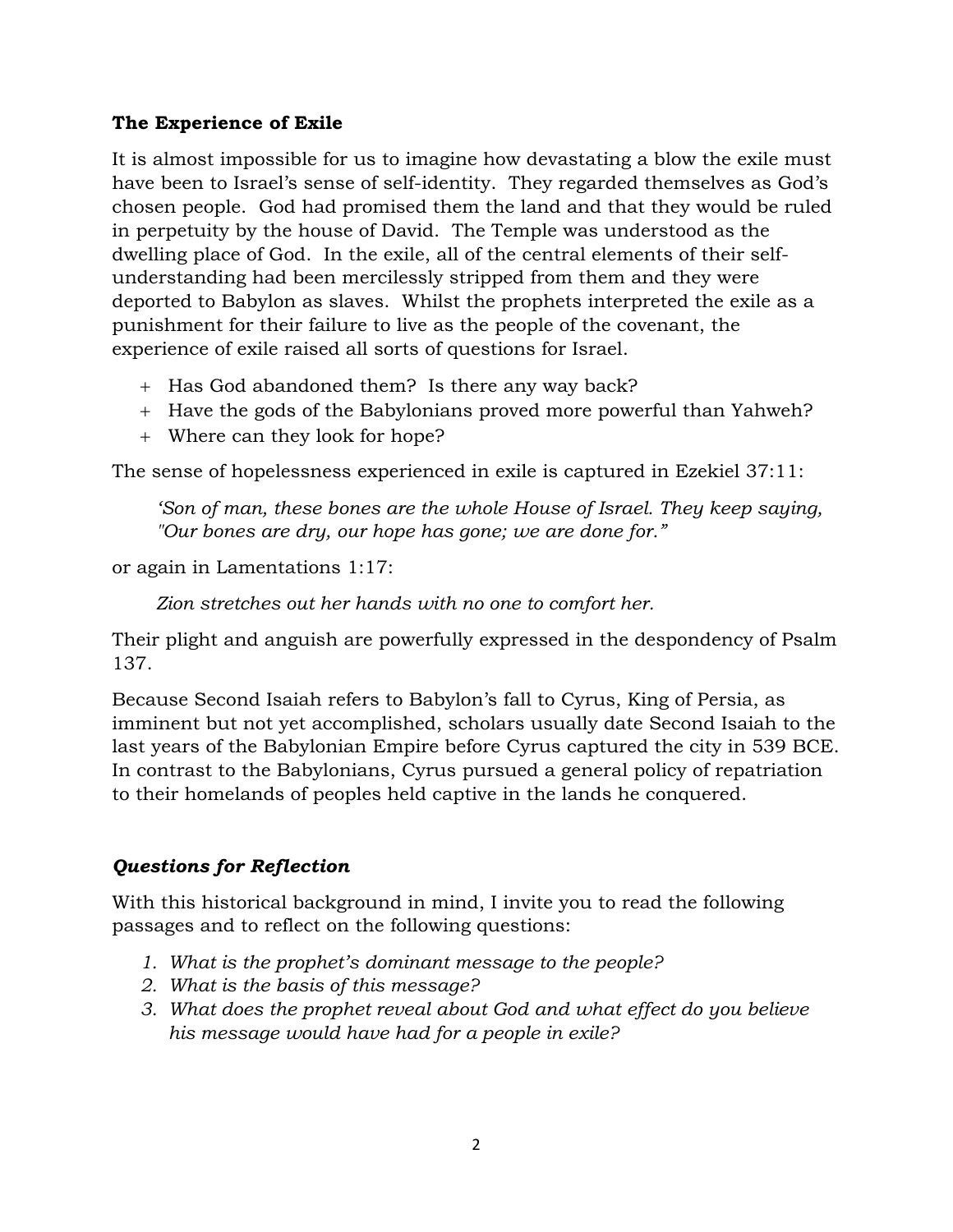### The Experience of Exile

It is almost impossible for us to imagine how devastating a blow the exile must have been to Israel's sense of self-identity. They regarded themselves as God's chosen people. God had promised them the land and that they would be ruled in perpetuity by the house of David. The Temple was understood as the dwelling place of God. In the exile, all of the central elements of their self-understanding had been mercilessly stripped from them and they were deported to Babylon as slaves. Whilst the prophets interpreted the exile as a punishment for their failure to live as the people of the covenant, the experience of exile raised all sorts of questions for Israel.

+ Has God abandoned them? Is there any way back?
+ Have the gods of the Babylonians proved more powerful than Yahweh?
+ Where can they look for hope?

The sense of hopelessness experienced in exile is captured in Ezekiel 37:11:

> *'Son of man, these bones are the whole House of Israel. They keep saying, "Our bones are dry, our hope has gone; we are done for."*

or again in Lamentations 1:17:

> *Zion stretches out her hands with no one to comfort her.*

Their plight and anguish are powerfully expressed in the despondency of Psalm 137.

Because Second Isaiah refers to Babylon's fall to Cyrus, King of Persia, as imminent but not yet accomplished, scholars usually date Second Isaiah to the last years of the Babylonian Empire before Cyrus captured the city in 539 BCE. In contrast to the Babylonians, Cyrus pursued a general policy of repatriation to their homelands of peoples held captive in the lands he conquered.

### ***Questions for Reflection***

With this historical background in mind, I invite you to read the following passages and to reflect on the following questions:

1. *What is the prophet's dominant message to the people?*
2. *What is the basis of this message?*
3. *What does the prophet reveal about God and what effect do you believe his message would have had for a people in exile?*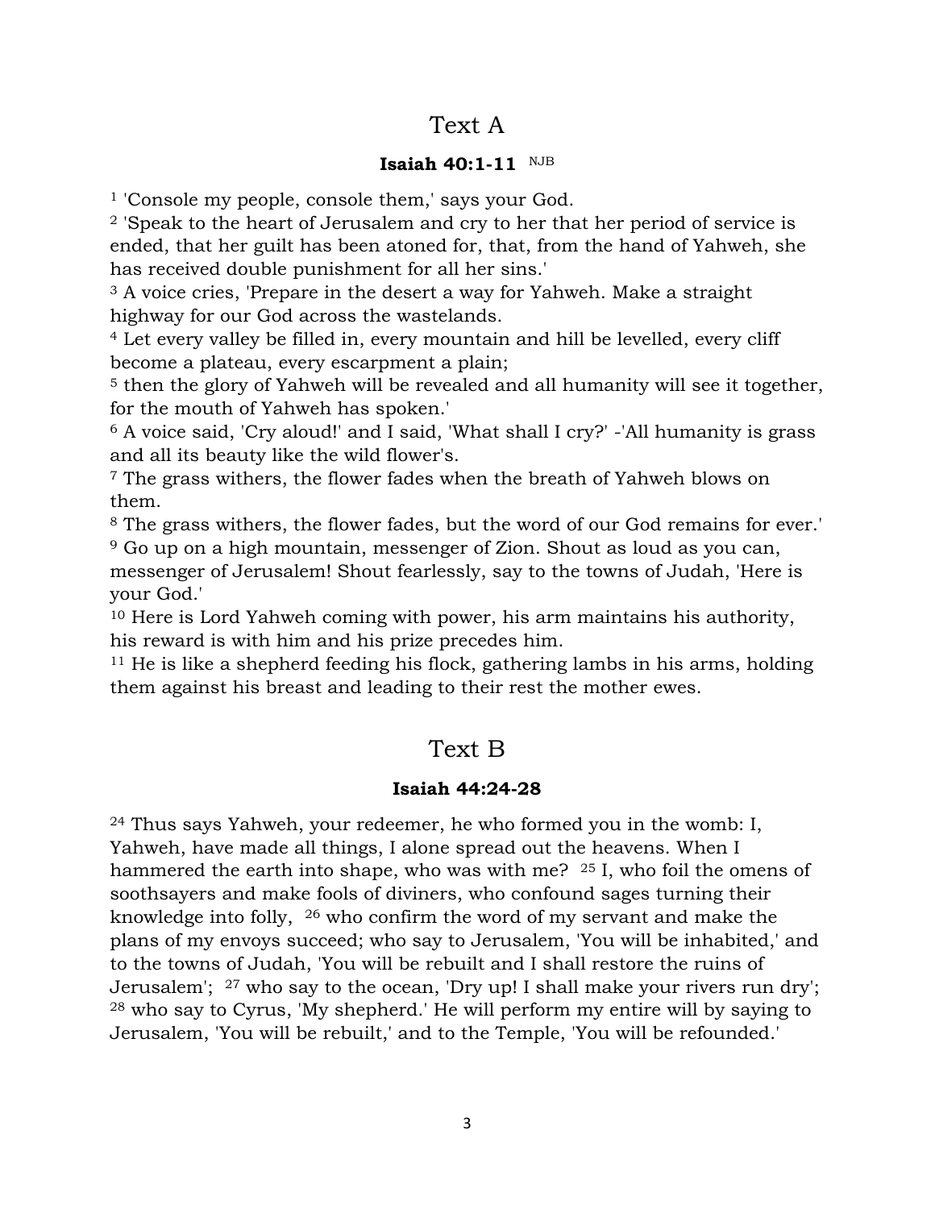# Text A

### **Isaiah 40:1-11** NJB

[1] 'Console my people, console them,' says your God.
[2] 'Speak to the heart of Jerusalem and cry to her that her period of service is ended, that her guilt has been atoned for, that, from the hand of Yahweh, she has received double punishment for all her sins.'
[3] A voice cries, 'Prepare in the desert a way for Yahweh. Make a straight highway for our God across the wastelands.
[4] Let every valley be filled in, every mountain and hill be levelled, every cliff become a plateau, every escarpment a plain;
[5] then the glory of Yahweh will be revealed and all humanity will see it together, for the mouth of Yahweh has spoken.'
[6] A voice said, 'Cry aloud!' and I said, 'What shall I cry?' -'All humanity is grass and all its beauty like the wild flower's.
[7] The grass withers, the flower fades when the breath of Yahweh blows on them.
[8] The grass withers, the flower fades, but the word of our God remains for ever.'
[9] Go up on a high mountain, messenger of Zion. Shout as loud as you can, messenger of Jerusalem! Shout fearlessly, say to the towns of Judah, 'Here is your God.'
[10] Here is Lord Yahweh coming with power, his arm maintains his authority, his reward is with him and his prize precedes him.
[11] He is like a shepherd feeding his flock, gathering lambs in his arms, holding them against his breast and leading to their rest the mother ewes.

# Text B

### **Isaiah 44:24-28**

[24] Thus says Yahweh, your redeemer, he who formed you in the womb: I, Yahweh, have made all things, I alone spread out the heavens. When I hammered the earth into shape, who was with me? [25] I, who foil the omens of soothsayers and make fools of diviners, who confound sages turning their knowledge into folly, [26] who confirm the word of my servant and make the plans of my envoys succeed; who say to Jerusalem, 'You will be inhabited,' and to the towns of Judah, 'You will be rebuilt and I shall restore the ruins of Jerusalem'; [27] who say to the ocean, 'Dry up! I shall make your rivers run dry'; [28] who say to Cyrus, 'My shepherd.' He will perform my entire will by saying to Jerusalem, 'You will be rebuilt,' and to the Temple, 'You will be refounded.'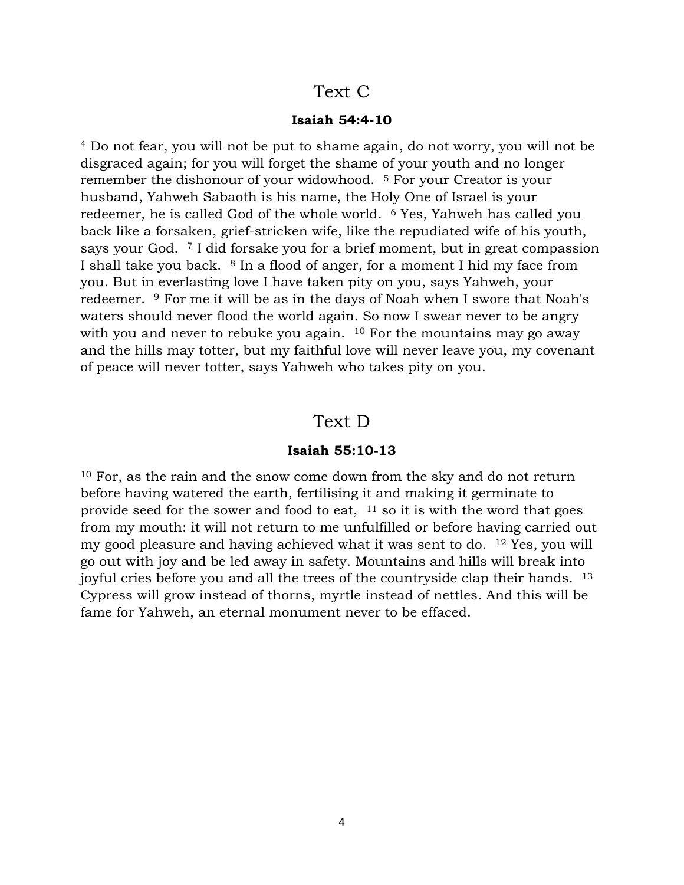# Text C

### Isaiah 54:4-10

[4] Do not fear, you will not be put to shame again, do not worry, you will not be disgraced again; for you will forget the shame of your youth and no longer remember the dishonour of your widowhood. [5] For your Creator is your husband, Yahweh Sabaoth is his name, the Holy One of Israel is your redeemer, he is called God of the whole world. [6] Yes, Yahweh has called you back like a forsaken, grief-stricken wife, like the repudiated wife of his youth, says your God. [7] I did forsake you for a brief moment, but in great compassion I shall take you back. [8] In a flood of anger, for a moment I hid my face from you. But in everlasting love I have taken pity on you, says Yahweh, your redeemer. [9] For me it will be as in the days of Noah when I swore that Noah's waters should never flood the world again. So now I swear never to be angry with you and never to rebuke you again. [10] For the mountains may go away and the hills may totter, but my faithful love will never leave you, my covenant of peace will never totter, says Yahweh who takes pity on you.

# Text D

### Isaiah 55:10-13

[10] For, as the rain and the snow come down from the sky and do not return before having watered the earth, fertilising it and making it germinate to provide seed for the sower and food to eat, [11] so it is with the word that goes from my mouth: it will not return to me unfulfilled or before having carried out my good pleasure and having achieved what it was sent to do. [12] Yes, you will go out with joy and be led away in safety. Mountains and hills will break into joyful cries before you and all the trees of the countryside clap their hands. [13] Cypress will grow instead of thorns, myrtle instead of nettles. And this will be fame for Yahweh, an eternal monument never to be effaced.